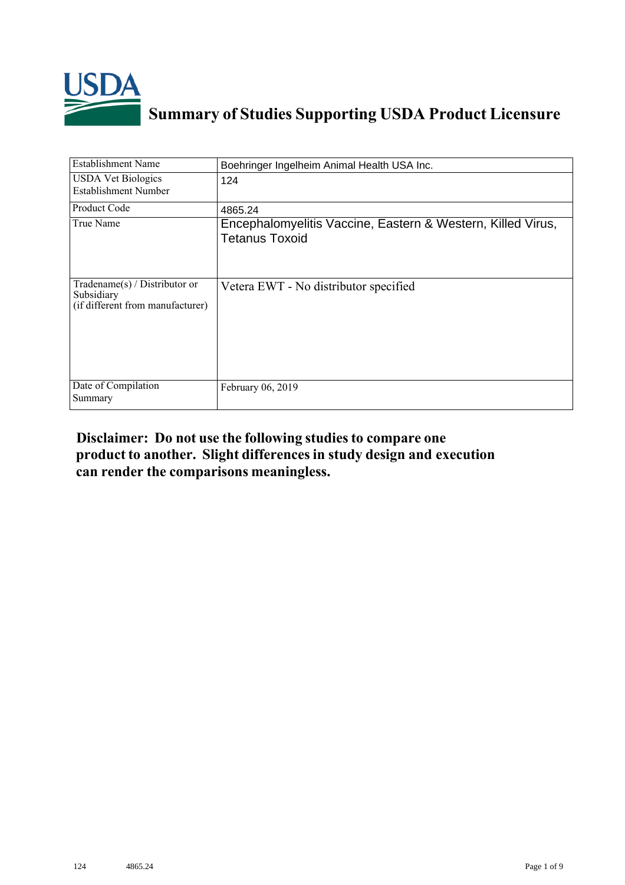# Summary of Studies Supporting USDA Product Licensure

| Establishment Name | Boehringer Ingelheim Animal Health USA Inc. |
|---|---|
| USDA Vet Biologics Establishment Number | 124 |
| Product Code | 4865.24 |
| True Name | Encephalomyelitis Vaccine, Eastern & Western, Killed Virus, Tetanus Toxoid |
| Tradename(s) / Distributor or Subsidiary (if different from manufacturer) | Vetera EWT - No distributor specified |
| Date of Compilation Summary | February 06, 2019 |

**Disclaimer: Do not use the following studies to compare one product to another. Slight differences in study design and execution can render the comparisons meaningless.**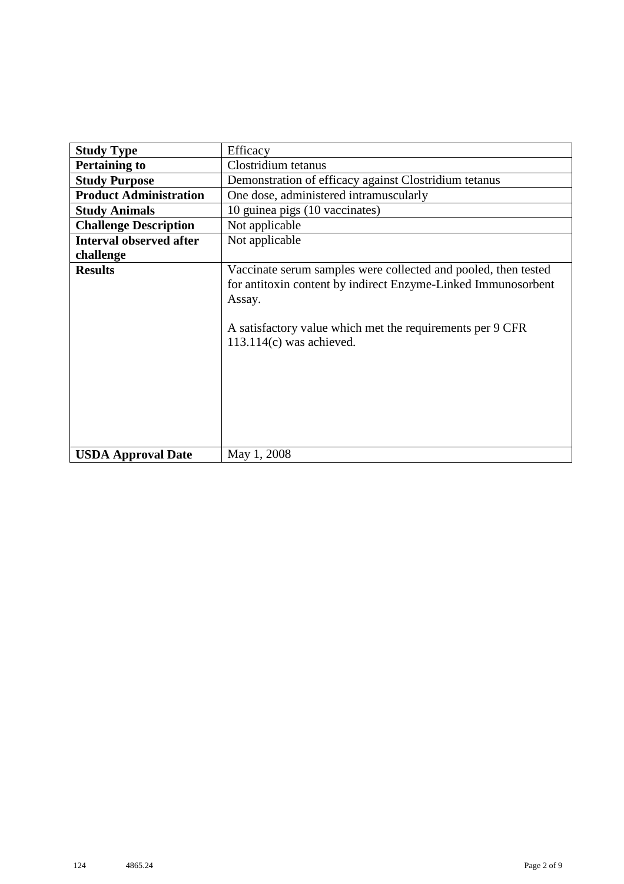| **Study Type** | Efficacy |
|---|---|
| **Pertaining to** | Clostridium tetanus |
| **Study Purpose** | Demonstration of efficacy against Clostridium tetanus |
| **Product Administration** | One dose, administered intramuscularly |
| **Study Animals** | 10 guinea pigs (10 vaccinates) |
| **Challenge Description** | Not applicable |
| **Interval observed after challenge** | Not applicable |
| **Results** | Vaccinate serum samples were collected and pooled, then tested for antitoxin content by indirect Enzyme-Linked Immunosorbent Assay.<br><br>A satisfactory value which met the requirements per 9 CFR 113.114(c) was achieved. |
| **USDA Approval Date** | May 1, 2008 |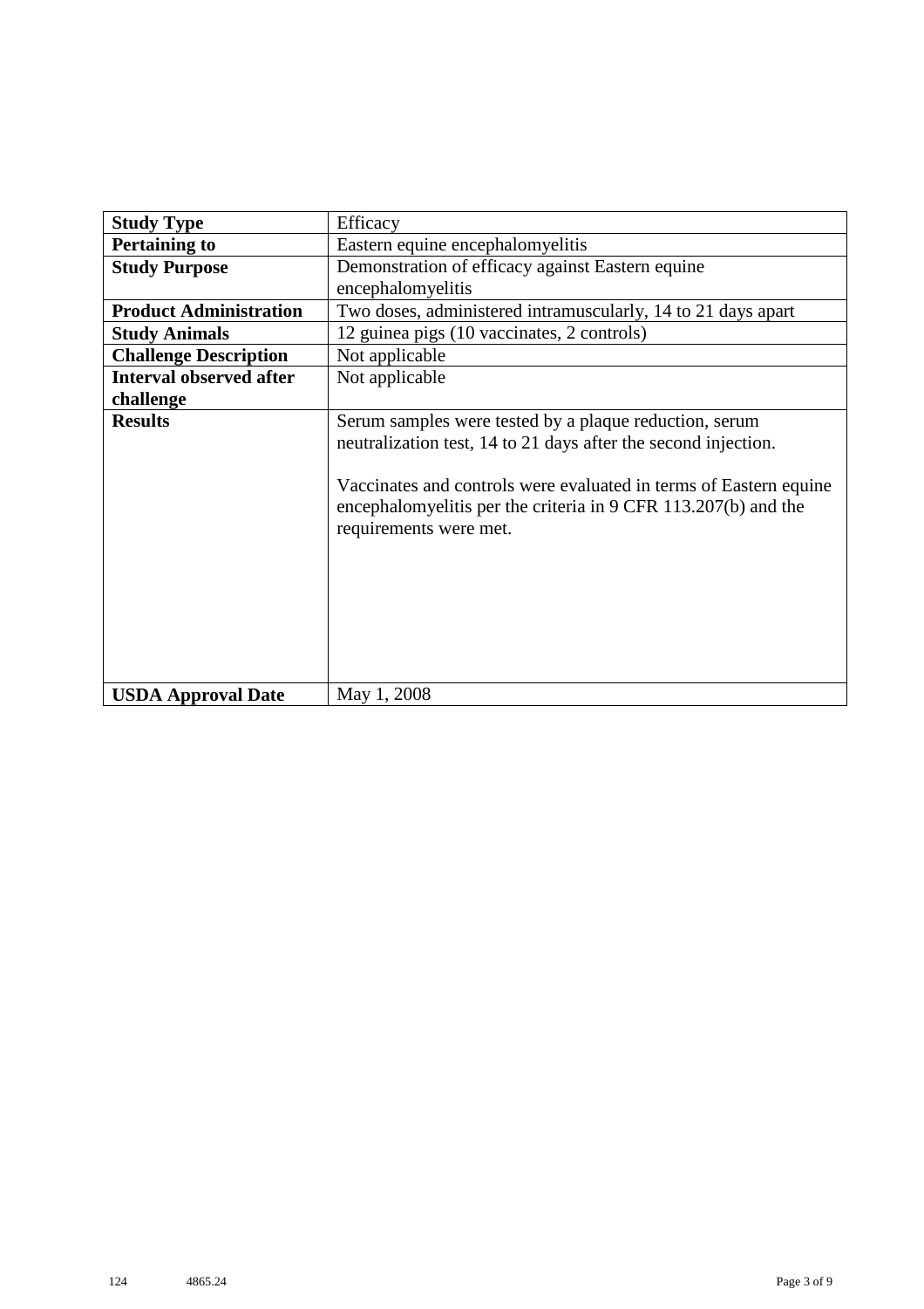| **Study Type** | Efficacy |
|---|---|
| **Pertaining to** | Eastern equine encephalomyelitis |
| **Study Purpose** | Demonstration of efficacy against Eastern equine encephalomyelitis |
| **Product Administration** | Two doses, administered intramuscularly, 14 to 21 days apart |
| **Study Animals** | 12 guinea pigs (10 vaccinates, 2 controls) |
| **Challenge Description** | Not applicable |
| **Interval observed after challenge** | Not applicable |
| **Results** | Serum samples were tested by a plaque reduction, serum neutralization test, 14 to 21 days after the second injection.<br><br>Vaccinates and controls were evaluated in terms of Eastern equine encephalomyelitis per the criteria in 9 CFR 113.207(b) and the requirements were met. |
| **USDA Approval Date** | May 1, 2008 |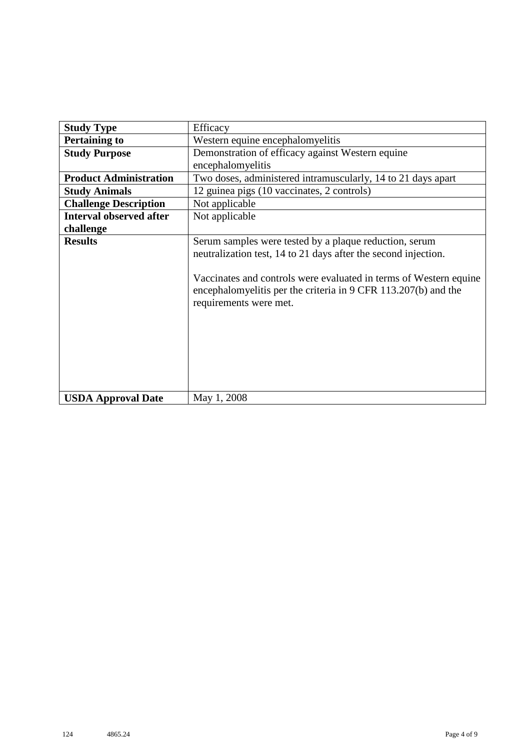| **Study Type** | Efficacy |
| --- | --- |
| **Pertaining to** | Western equine encephalomyelitis |
| **Study Purpose** | Demonstration of efficacy against Western equine encephalomyelitis |
| **Product Administration** | Two doses, administered intramuscularly, 14 to 21 days apart |
| **Study Animals** | 12 guinea pigs (10 vaccinates, 2 controls) |
| **Challenge Description** | Not applicable |
| **Interval observed after challenge** | Not applicable |
| **Results** | Serum samples were tested by a plaque reduction, serum neutralization test, 14 to 21 days after the second injection.<br><br>Vaccinates and controls were evaluated in terms of Western equine encephalomyelitis per the criteria in 9 CFR 113.207(b) and the requirements were met. |
| **USDA Approval Date** | May 1, 2008 |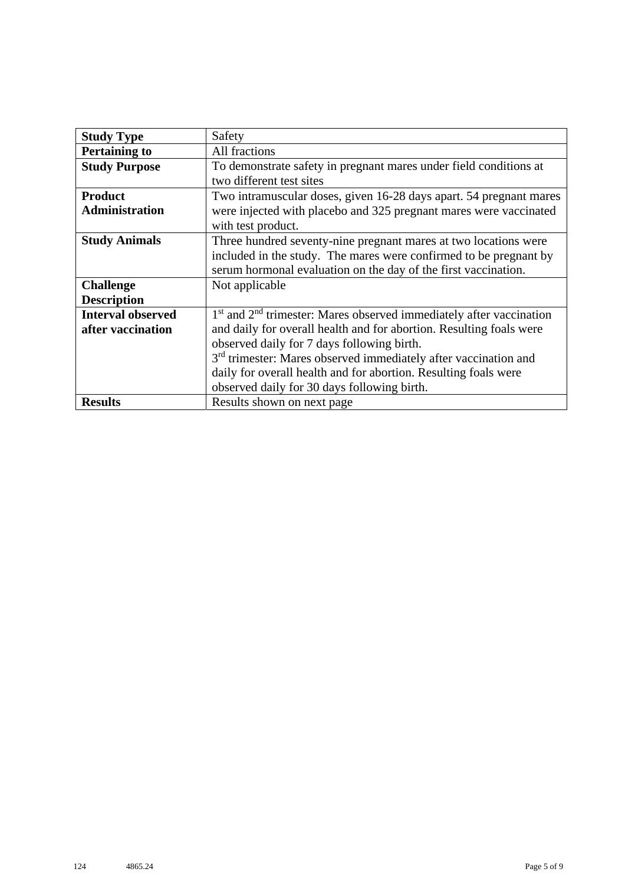| **Study Type** | Safety |
|---|---|
| **Pertaining to** | All fractions |
| **Study Purpose** | To demonstrate safety in pregnant mares under field conditions at two different test sites |
| **Product Administration** | Two intramuscular doses, given 16-28 days apart. 54 pregnant mares were injected with placebo and 325 pregnant mares were vaccinated with test product. |
| **Study Animals** | Three hundred seventy-nine pregnant mares at two locations were included in the study. The mares were confirmed to be pregnant by serum hormonal evaluation on the day of the first vaccination. |
| **Challenge Description** | Not applicable |
| **Interval observed after vaccination** | 1st and 2nd trimester: Mares observed immediately after vaccination and daily for overall health and for abortion. Resulting foals were observed daily for 7 days following birth.<br>3rd trimester: Mares observed immediately after vaccination and daily for overall health and for abortion. Resulting foals were observed daily for 30 days following birth. |
| **Results** | Results shown on next page |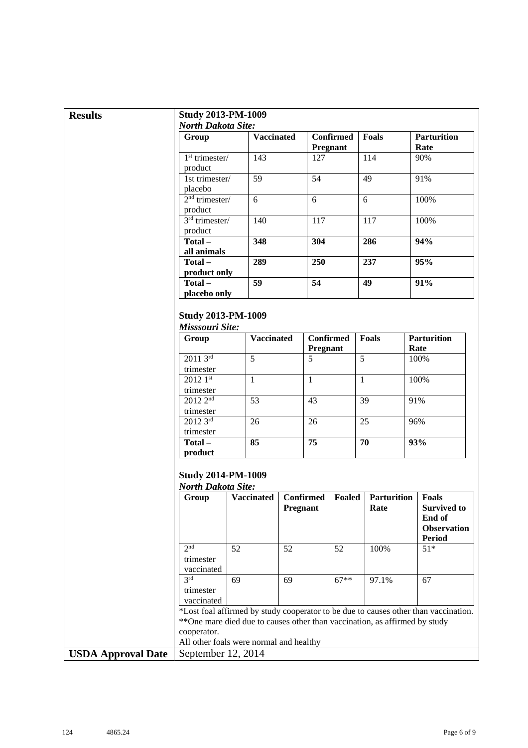**Results**

**Study 2013-PM-1009**

***North Dakota Site:***

| Group | Vaccinated | Confirmed Pregnant | Foals | Parturition Rate |
|---|---|---|---|---|
| 1st trimester/ product | 143 | 127 | 114 | 90% |
| 1st trimester/ placebo | 59 | 54 | 49 | 91% |
| 2nd trimester/ product | 6 | 6 | 6 | 100% |
| 3rd trimester/ product | 140 | 117 | 117 | 100% |
| **Total – all animals** | **348** | **304** | **286** | **94%** |
| **Total – product only** | **289** | **250** | **237** | **95%** |
| **Total – placebo only** | **59** | **54** | **49** | **91%** |

**Study 2013-PM-1009**

***Misssouri Site:***

| Group | Vaccinated | Confirmed Pregnant | Foals | Parturition Rate |
|---|---|---|---|---|
| 2011 3rd trimester | 5 | 5 | 5 | 100% |
| 2012 1st trimester | 1 | 1 | 1 | 100% |
| 2012 2nd trimester | 53 | 43 | 39 | 91% |
| 2012 3rd trimester | 26 | 26 | 25 | 96% |
| **Total – product** | **85** | **75** | **70** | **93%** |

**Study 2014-PM-1009**

***North Dakota Site:***

| Group | Vaccinated | Confirmed Pregnant | Foaled | Parturition Rate | Foals Survived to End of Observation Period |
|---|---|---|---|---|---|
| 2nd trimester vaccinated | 52 | 52 | 52 | 100% | 51* |
| 3rd trimester vaccinated | 69 | 69 | 67** | 97.1% | 67 |

*Lost foal affirmed by study cooperator to be due to causes other than vaccination.

**One mare died due to causes other than vaccination, as affirmed by study cooperator.

All other foals were normal and healthy

**USDA Approval Date** September 12, 2014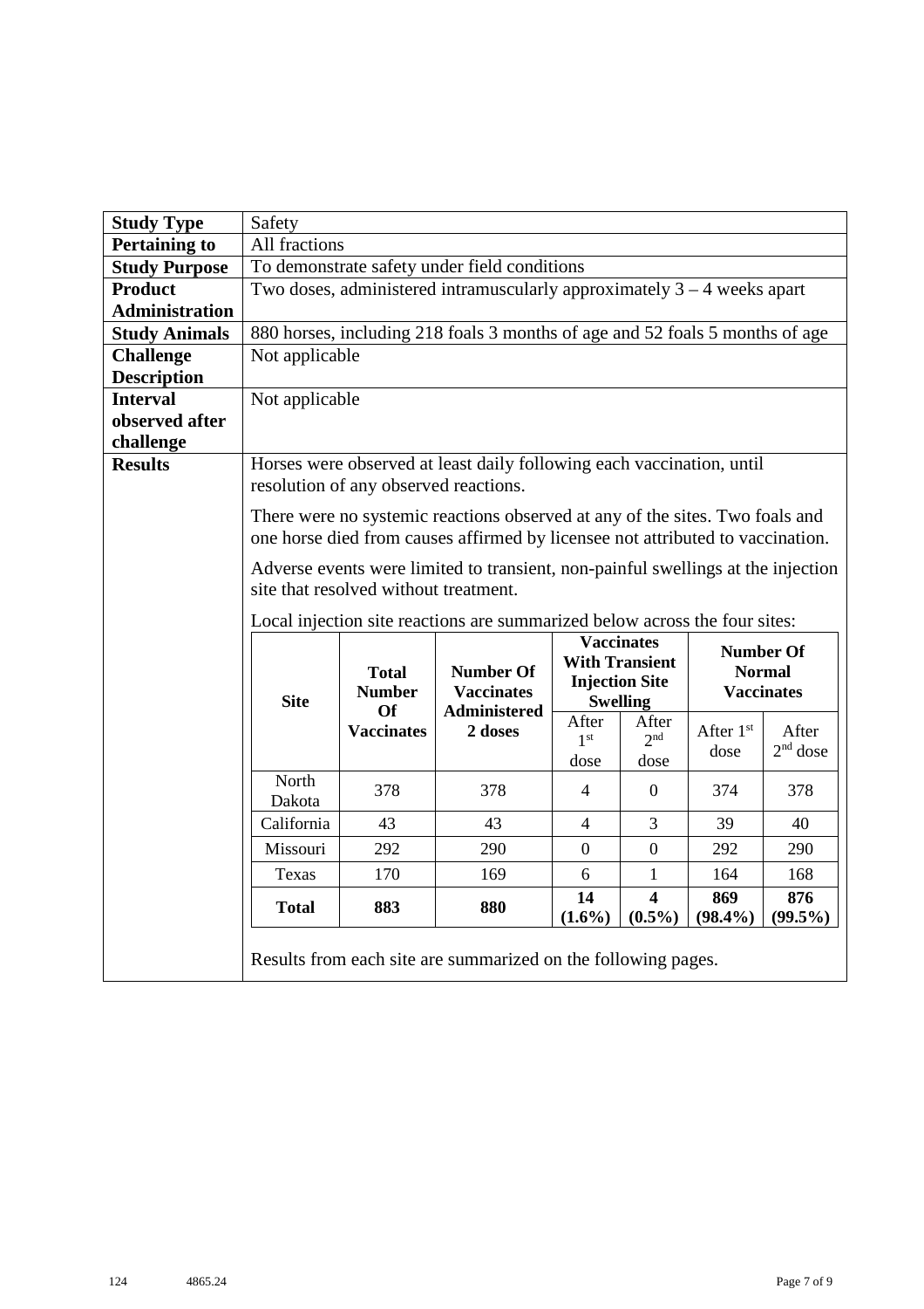| Study Type | Safety |
|---|---|
| **Pertaining to** | All fractions |
| **Study Purpose** | To demonstrate safety under field conditions |
| **Product Administration** | Two doses, administered intramuscularly approximately 3 – 4 weeks apart |
| **Study Animals** | 880 horses, including 218 foals 3 months of age and 52 foals 5 months of age |
| **Challenge Description** | Not applicable |
| **Interval observed after challenge** | Not applicable |
| **Results** | Horses were observed at least daily following each vaccination, until resolution of any observed reactions.<br><br>There were no systemic reactions observed at any of the sites. Two foals and one horse died from causes affirmed by licensee not attributed to vaccination.<br><br>Adverse events were limited to transient, non-painful swellings at the injection site that resolved without treatment.<br><br>Local injection site reactions are summarized below across the four sites: |

| Site | Total Number Of Vaccinates | Number Of Vaccinates Administered 2 doses | Vaccinates With Transient Injection Site Swelling | | Number Of Normal Vaccinates | |
|---|---|---|---|---|---|---|
| | | | After 1st dose | After 2nd dose | After 1st dose | After 2nd dose |
| North Dakota | 378 | 378 | 4 | 0 | 374 | 378 |
| California | 43 | 43 | 4 | 3 | 39 | 40 |
| Missouri | 292 | 290 | 0 | 0 | 292 | 290 |
| Texas | 170 | 169 | 6 | 1 | 164 | 168 |
| **Total** | **883** | **880** | **14 (1.6%)** | **4 (0.5%)** | **869 (98.4%)** | **876 (99.5%)** |

Results from each site are summarized on the following pages.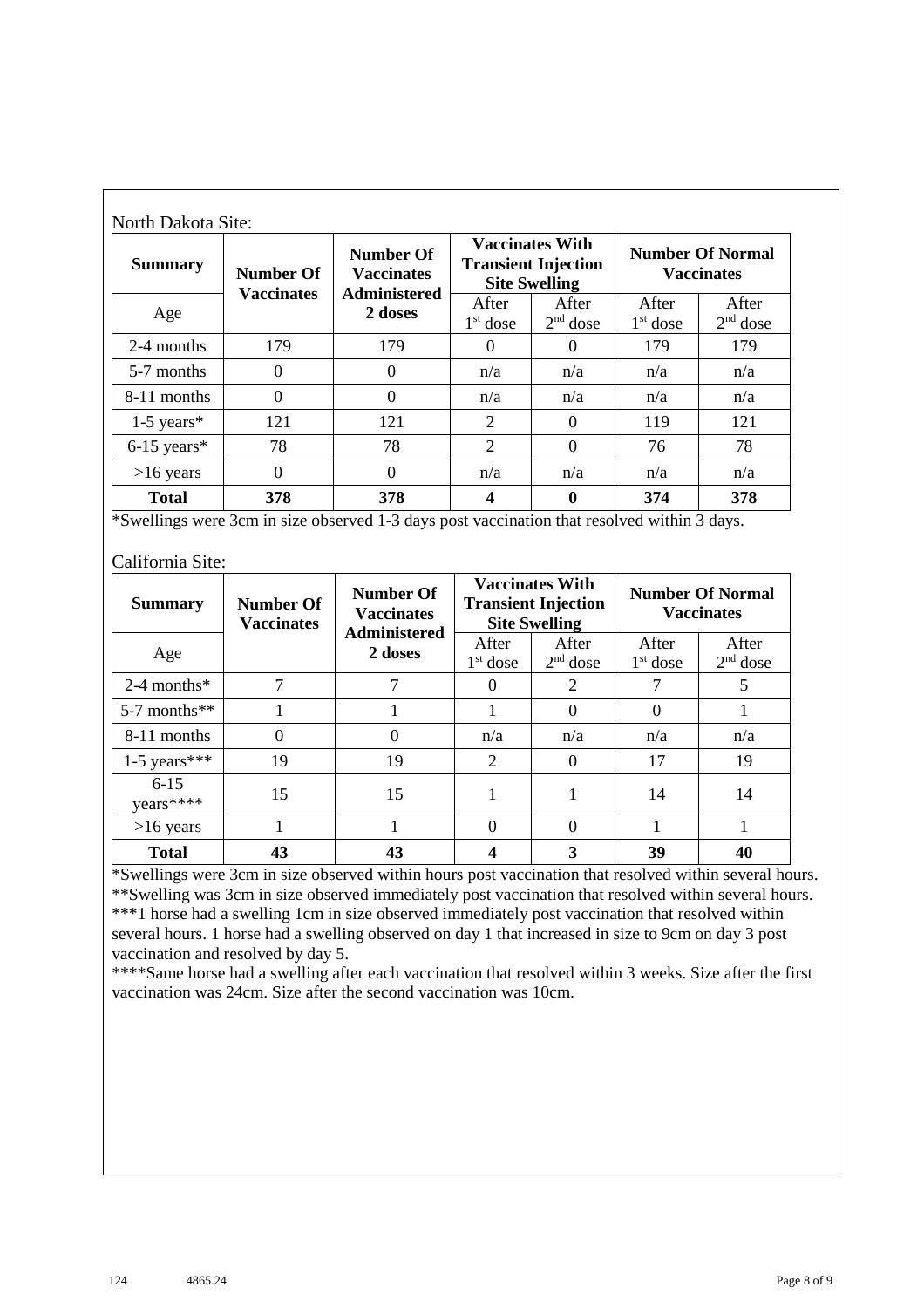North Dakota Site:

| Summary | Number Of Vaccinates | Number Of Vaccinates Administered 2 doses | Vaccinates With Transient Injection Site Swelling | | Number Of Normal Vaccinates | |
|---|---|---|---|---|---|---|
| Age | | | After 1st dose | After 2nd dose | After 1st dose | After 2nd dose |
| 2-4 months | 179 | 179 | 0 | 0 | 179 | 179 |
| 5-7 months | 0 | 0 | n/a | n/a | n/a | n/a |
| 8-11 months | 0 | 0 | n/a | n/a | n/a | n/a |
| 1-5 years* | 121 | 121 | 2 | 0 | 119 | 121 |
| 6-15 years* | 78 | 78 | 2 | 0 | 76 | 78 |
| >16 years | 0 | 0 | n/a | n/a | n/a | n/a |
| **Total** | **378** | **378** | **4** | **0** | **374** | **378** |

*Swellings were 3cm in size observed 1-3 days post vaccination that resolved within 3 days.

California Site:

| Summary | Number Of Vaccinates | Number Of Vaccinates Administered 2 doses | Vaccinates With Transient Injection Site Swelling | | Number Of Normal Vaccinates | |
|---|---|---|---|---|---|---|
| Age | | | After 1st dose | After 2nd dose | After 1st dose | After 2nd dose |
| 2-4 months* | 7 | 7 | 0 | 2 | 7 | 5 |
| 5-7 months** | 1 | 1 | 1 | 0 | 0 | 1 |
| 8-11 months | 0 | 0 | n/a | n/a | n/a | n/a |
| 1-5 years*** | 19 | 19 | 2 | 0 | 17 | 19 |
| 6-15 years**** | 15 | 15 | 1 | 1 | 14 | 14 |
| >16 years | 1 | 1 | 0 | 0 | 1 | 1 |
| **Total** | **43** | **43** | **4** | **3** | **39** | **40** |

*Swellings were 3cm in size observed within hours post vaccination that resolved within several hours.
**Swelling was 3cm in size observed immediately post vaccination that resolved within several hours.
***1 horse had a swelling 1cm in size observed immediately post vaccination that resolved within several hours. 1 horse had a swelling observed on day 1 that increased in size to 9cm on day 3 post vaccination and resolved by day 5.
****Same horse had a swelling after each vaccination that resolved within 3 weeks. Size after the first vaccination was 24cm. Size after the second vaccination was 10cm.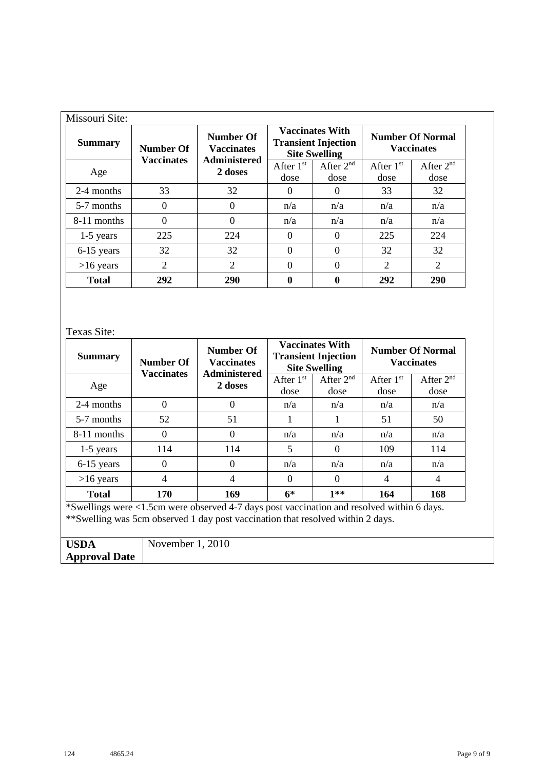Missouri Site:

| Summary | Number Of Vaccinates | Number Of Vaccinates Administered 2 doses | Vaccinates With Transient Injection Site Swelling | | Number Of Normal Vaccinates | |
|---|---|---|---|---|---|---|
| Age | | | After 1st dose | After 2nd dose | After 1st dose | After 2nd dose |
| 2-4 months | 33 | 32 | 0 | 0 | 33 | 32 |
| 5-7 months | 0 | 0 | n/a | n/a | n/a | n/a |
| 8-11 months | 0 | 0 | n/a | n/a | n/a | n/a |
| 1-5 years | 225 | 224 | 0 | 0 | 225 | 224 |
| 6-15 years | 32 | 32 | 0 | 0 | 32 | 32 |
| >16 years | 2 | 2 | 0 | 0 | 2 | 2 |
| **Total** | **292** | **290** | **0** | **0** | **292** | **290** |

Texas Site:

| Summary | Number Of Vaccinates | Number Of Vaccinates Administered 2 doses | Vaccinates With Transient Injection Site Swelling | | Number Of Normal Vaccinates | |
|---|---|---|---|---|---|---|
| Age | | | After 1st dose | After 2nd dose | After 1st dose | After 2nd dose |
| 2-4 months | 0 | 0 | n/a | n/a | n/a | n/a |
| 5-7 months | 52 | 51 | 1 | 1 | 51 | 50 |
| 8-11 months | 0 | 0 | n/a | n/a | n/a | n/a |
| 1-5 years | 114 | 114 | 5 | 0 | 109 | 114 |
| 6-15 years | 0 | 0 | n/a | n/a | n/a | n/a |
| >16 years | 4 | 4 | 0 | 0 | 4 | 4 |
| **Total** | **170** | **169** | **6*** | **1**** | **164** | **168** |

*Swellings were <1.5cm were observed 4-7 days post vaccination and resolved within 6 days.
**Swelling was 5cm observed 1 day post vaccination that resolved within 2 days.

| | |
|---|---|
| **USDA Approval Date** | November 1, 2010 |

124 4865.24